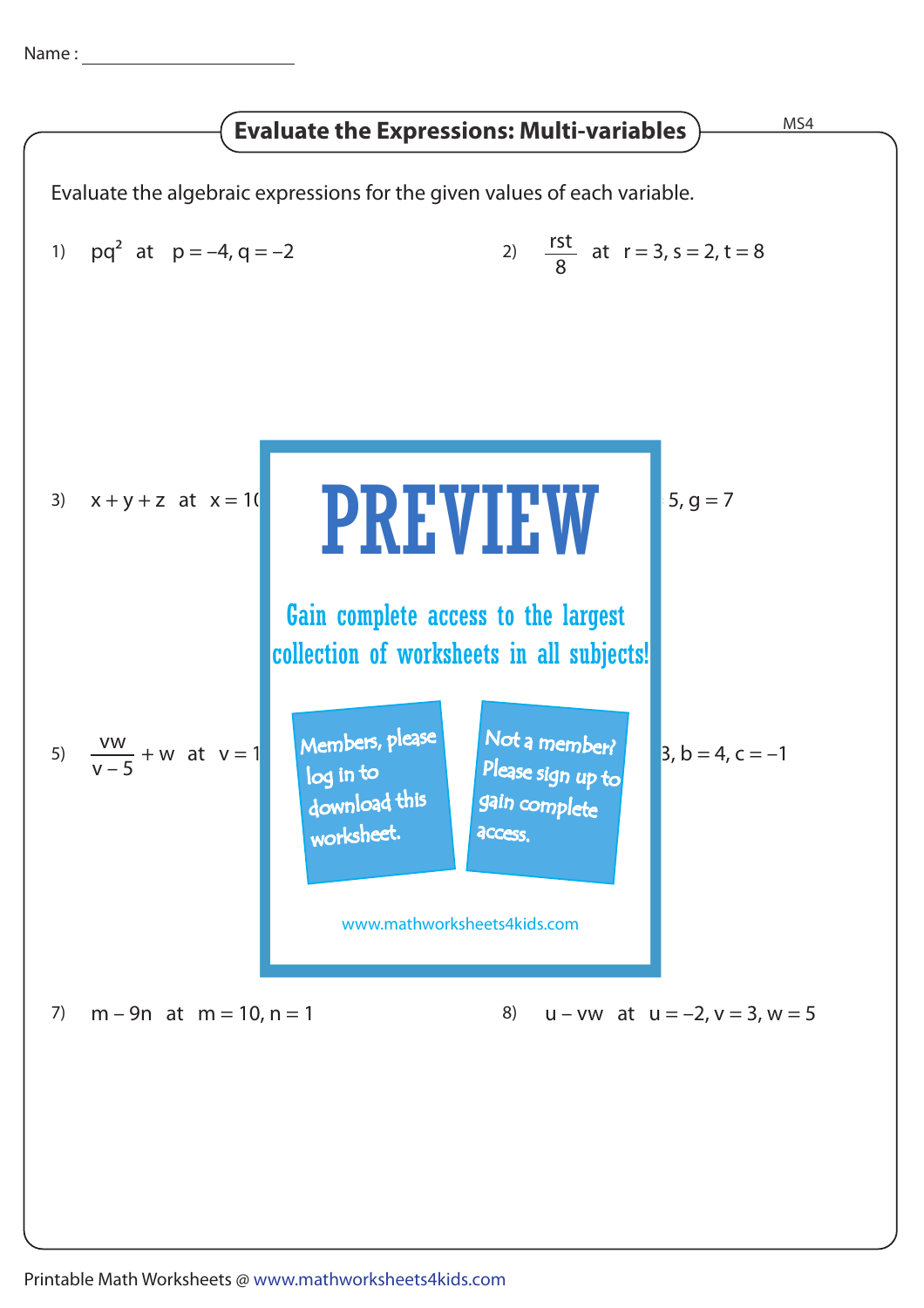Name : ______________________

## Evaluate the Expressions: Multi-variables

MS4

Evaluate the algebraic expressions for the given values of each variable.

1) $pq^2$ at $p = -4, q = -2$

2) $\frac{rst}{8}$ at $r = 3, s = 2, t = 8$

3) $x + y + z$ at $x = 1($ ... $5, g = 7$

**PREVIEW**

Gain complete access to the largest collection of worksheets in all subjects!

Members, please log in to download this worksheet.

Not a member? Please sign up to gain complete access.

www.mathworksheets4kids.com

5) $\frac{vw}{v - 5} + w$ at $v = 1$ ... $3, b = 4, c = -1$

7) $m - 9n$ at $m = 10, n = 1$

8) $u - vw$ at $u = -2, v = 3, w = 5$

Printable Math Worksheets @ www.mathworksheets4kids.com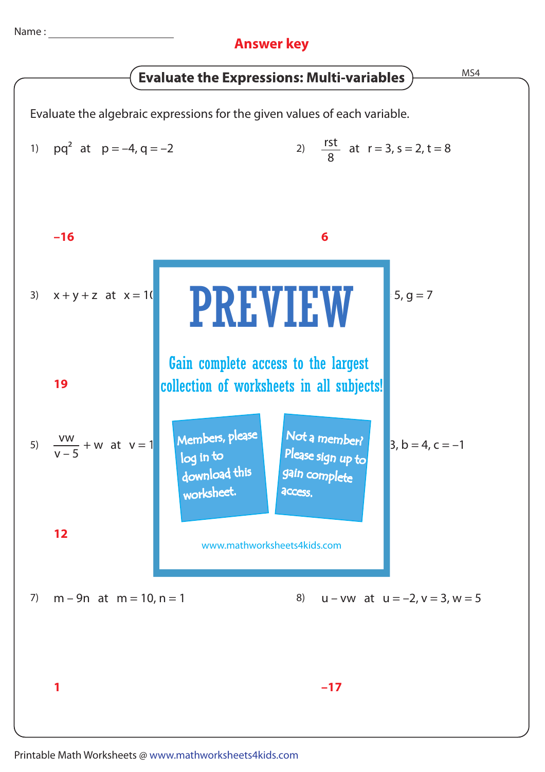Name : ________________________

**Answer key**

## Evaluate the Expressions: Multi-variables

MS4

Evaluate the algebraic expressions for the given values of each variable.

1) $pq^2$ at $p = -4, q = -2$

**−16**

2) $\frac{rst}{8}$ at $r = 3, s = 2, t = 8$

**6**

3) $x + y + z$ at $x = 1($

**19**

4) $5, g = 7$

5) $\frac{vw}{v-5} + w$ at $v = 1$

**12**

6) $3, b = 4, c = -1$

PREVIEW

Gain complete access to the largest collection of worksheets in all subjects!

Members, please log in to download this worksheet.

Not a member? Please sign up to gain complete access.

www.mathworksheets4kids.com

7) $m - 9n$ at $m = 10, n = 1$

**1**

8) $u - vw$ at $u = -2, v = 3, w = 5$

**−17**

Printable Math Worksheets @ www.mathworksheets4kids.com